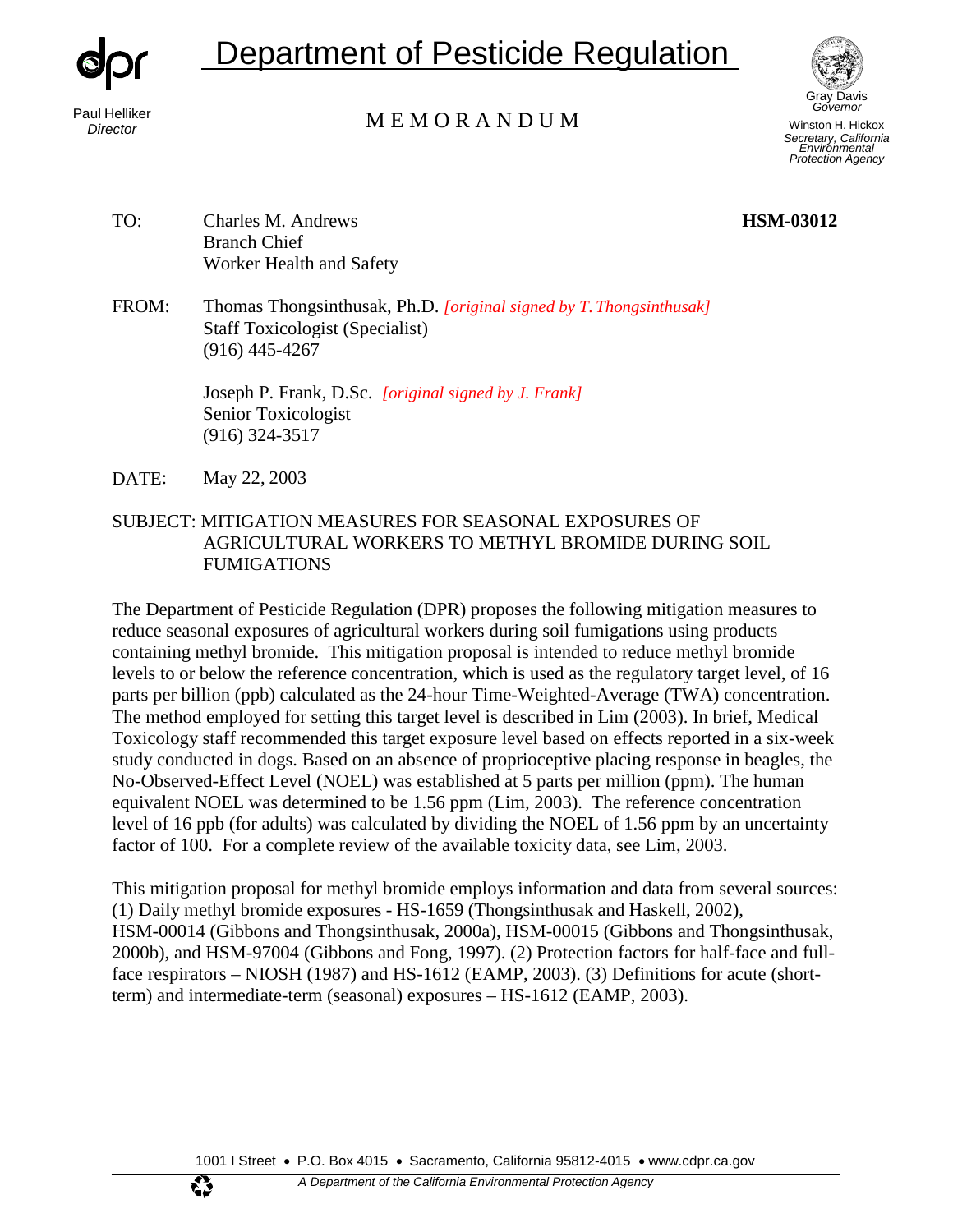# Department of Pesticide Regulation

Paul Helliker
*Director*

MEMORANDUM

Gray Davis
*Governor*

Winston H. Hickox
*Secretary, California Environmental Protection Agency*

TO: Charles M. Andrews
Branch Chief
Worker Health and Safety

**HSM-03012**

FROM: Thomas Thongsinthusak, Ph.D. *[original signed by T. Thongsinthusak]*
Staff Toxicologist (Specialist)
(916) 445-4267

Joseph P. Frank, D.Sc. *[original signed by J. Frank]*
Senior Toxicologist
(916) 324-3517

DATE: May 22, 2003

SUBJECT: MITIGATION MEASURES FOR SEASONAL EXPOSURES OF AGRICULTURAL WORKERS TO METHYL BROMIDE DURING SOIL FUMIGATIONS

---

The Department of Pesticide Regulation (DPR) proposes the following mitigation measures to reduce seasonal exposures of agricultural workers during soil fumigations using products containing methyl bromide. This mitigation proposal is intended to reduce methyl bromide levels to or below the reference concentration, which is used as the regulatory target level, of 16 parts per billion (ppb) calculated as the 24-hour Time-Weighted-Average (TWA) concentration. The method employed for setting this target level is described in Lim (2003). In brief, Medical Toxicology staff recommended this target exposure level based on effects reported in a six-week study conducted in dogs. Based on an absence of proprioceptive placing response in beagles, the No-Observed-Effect Level (NOEL) was established at 5 parts per million (ppm). The human equivalent NOEL was determined to be 1.56 ppm (Lim, 2003). The reference concentration level of 16 ppb (for adults) was calculated by dividing the NOEL of 1.56 ppm by an uncertainty factor of 100. For a complete review of the available toxicity data, see Lim, 2003.

This mitigation proposal for methyl bromide employs information and data from several sources: (1) Daily methyl bromide exposures - HS-1659 (Thongsinthusak and Haskell, 2002), HSM-00014 (Gibbons and Thongsinthusak, 2000a), HSM-00015 (Gibbons and Thongsinthusak, 2000b), and HSM-97004 (Gibbons and Fong, 1997). (2) Protection factors for half-face and full-face respirators – NIOSH (1987) and HS-1612 (EAMP, 2003). (3) Definitions for acute (short-term) and intermediate-term (seasonal) exposures – HS-1612 (EAMP, 2003).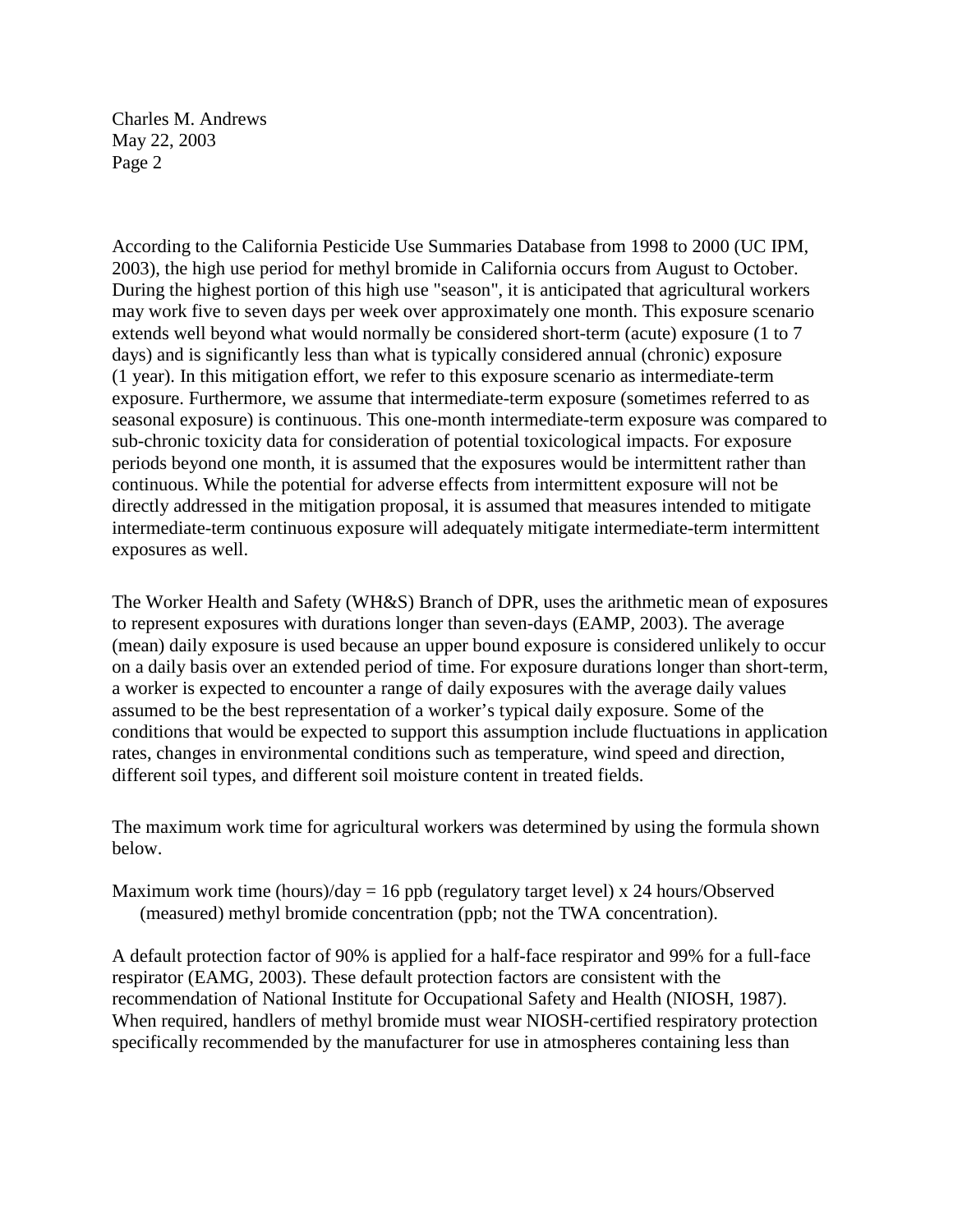According to the California Pesticide Use Summaries Database from 1998 to 2000 (UC IPM, 2003), the high use period for methyl bromide in California occurs from August to October. During the highest portion of this high use "season", it is anticipated that agricultural workers may work five to seven days per week over approximately one month. This exposure scenario extends well beyond what would normally be considered short-term (acute) exposure (1 to 7 days) and is significantly less than what is typically considered annual (chronic) exposure (1 year). In this mitigation effort, we refer to this exposure scenario as intermediate-term exposure. Furthermore, we assume that intermediate-term exposure (sometimes referred to as seasonal exposure) is continuous. This one-month intermediate-term exposure was compared to sub-chronic toxicity data for consideration of potential toxicological impacts. For exposure periods beyond one month, it is assumed that the exposures would be intermittent rather than continuous. While the potential for adverse effects from intermittent exposure will not be directly addressed in the mitigation proposal, it is assumed that measures intended to mitigate intermediate-term continuous exposure will adequately mitigate intermediate-term intermittent exposures as well.

The Worker Health and Safety (WH&S) Branch of DPR, uses the arithmetic mean of exposures to represent exposures with durations longer than seven-days (EAMP, 2003). The average (mean) daily exposure is used because an upper bound exposure is considered unlikely to occur on a daily basis over an extended period of time. For exposure durations longer than short-term, a worker is expected to encounter a range of daily exposures with the average daily values assumed to be the best representation of a worker's typical daily exposure. Some of the conditions that would be expected to support this assumption include fluctuations in application rates, changes in environmental conditions such as temperature, wind speed and direction, different soil types, and different soil moisture content in treated fields.

The maximum work time for agricultural workers was determined by using the formula shown below.

Maximum work time (hours)/day = 16 ppb (regulatory target level) x 24 hours/Observed (measured) methyl bromide concentration (ppb; not the TWA concentration).

A default protection factor of 90% is applied for a half-face respirator and 99% for a full-face respirator (EAMG, 2003). These default protection factors are consistent with the recommendation of National Institute for Occupational Safety and Health (NIOSH, 1987). When required, handlers of methyl bromide must wear NIOSH-certified respiratory protection specifically recommended by the manufacturer for use in atmospheres containing less than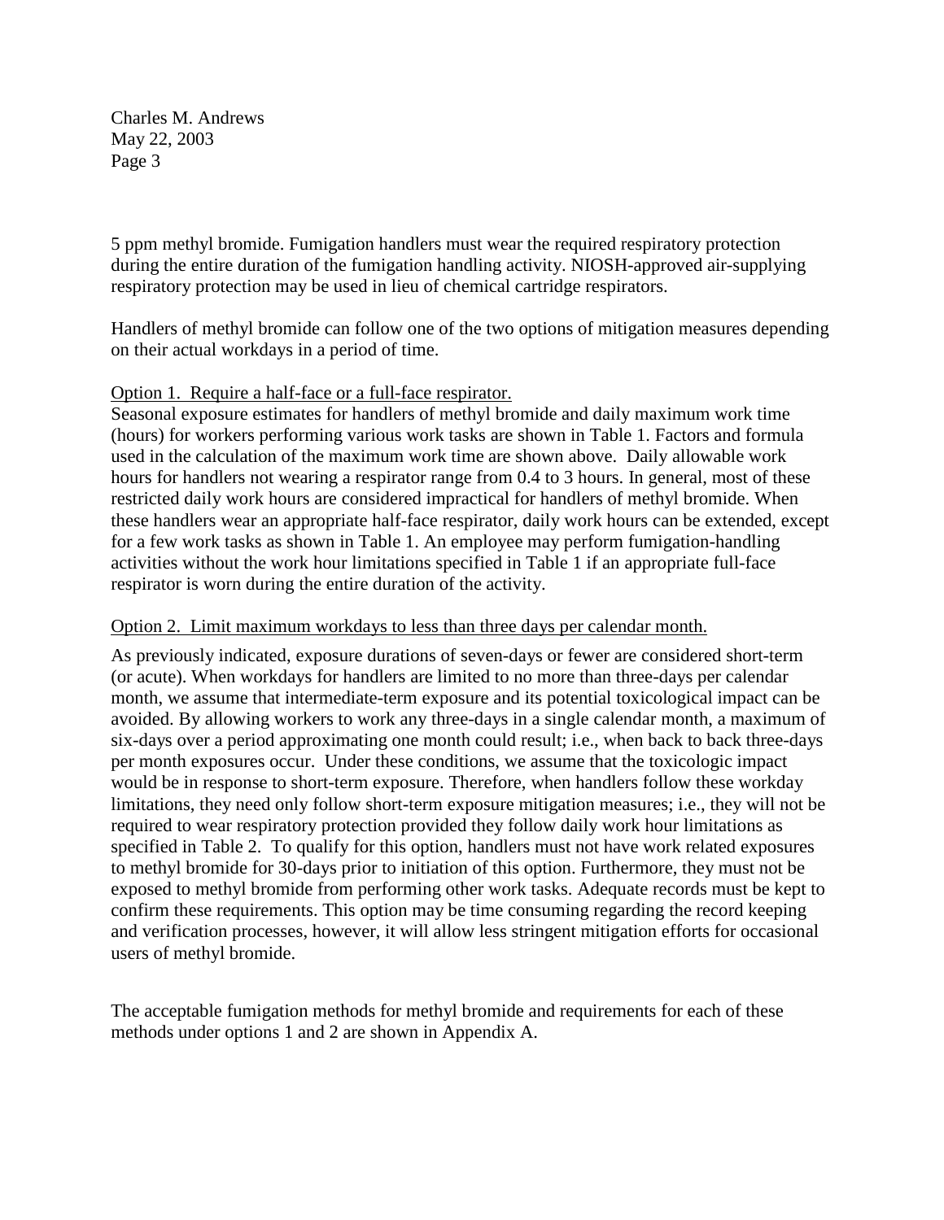5 ppm methyl bromide. Fumigation handlers must wear the required respiratory protection during the entire duration of the fumigation handling activity. NIOSH-approved air-supplying respiratory protection may be used in lieu of chemical cartridge respirators.

Handlers of methyl bromide can follow one of the two options of mitigation measures depending on their actual workdays in a period of time.

Option 1. Require a half-face or a full-face respirator.

Seasonal exposure estimates for handlers of methyl bromide and daily maximum work time (hours) for workers performing various work tasks are shown in Table 1. Factors and formula used in the calculation of the maximum work time are shown above. Daily allowable work hours for handlers not wearing a respirator range from 0.4 to 3 hours. In general, most of these restricted daily work hours are considered impractical for handlers of methyl bromide. When these handlers wear an appropriate half-face respirator, daily work hours can be extended, except for a few work tasks as shown in Table 1. An employee may perform fumigation-handling activities without the work hour limitations specified in Table 1 if an appropriate full-face respirator is worn during the entire duration of the activity.

Option 2. Limit maximum workdays to less than three days per calendar month.

As previously indicated, exposure durations of seven-days or fewer are considered short-term (or acute). When workdays for handlers are limited to no more than three-days per calendar month, we assume that intermediate-term exposure and its potential toxicological impact can be avoided. By allowing workers to work any three-days in a single calendar month, a maximum of six-days over a period approximating one month could result; i.e., when back to back three-days per month exposures occur. Under these conditions, we assume that the toxicologic impact would be in response to short-term exposure. Therefore, when handlers follow these workday limitations, they need only follow short-term exposure mitigation measures; i.e., they will not be required to wear respiratory protection provided they follow daily work hour limitations as specified in Table 2. To qualify for this option, handlers must not have work related exposures to methyl bromide for 30-days prior to initiation of this option. Furthermore, they must not be exposed to methyl bromide from performing other work tasks. Adequate records must be kept to confirm these requirements. This option may be time consuming regarding the record keeping and verification processes, however, it will allow less stringent mitigation efforts for occasional users of methyl bromide.

The acceptable fumigation methods for methyl bromide and requirements for each of these methods under options 1 and 2 are shown in Appendix A.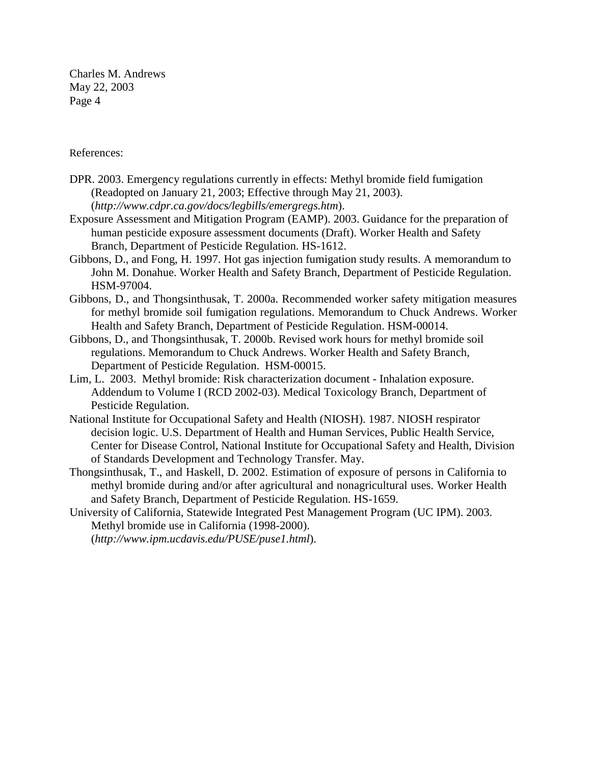References:

DPR. 2003. Emergency regulations currently in effects: Methyl bromide field fumigation (Readopted on January 21, 2003; Effective through May 21, 2003). (*http://www.cdpr.ca.gov/docs/legbills/emergregs.htm*).

Exposure Assessment and Mitigation Program (EAMP). 2003. Guidance for the preparation of human pesticide exposure assessment documents (Draft). Worker Health and Safety Branch, Department of Pesticide Regulation. HS-1612.

Gibbons, D., and Fong, H. 1997. Hot gas injection fumigation study results. A memorandum to John M. Donahue. Worker Health and Safety Branch, Department of Pesticide Regulation. HSM-97004.

Gibbons, D., and Thongsinthusak, T. 2000a. Recommended worker safety mitigation measures for methyl bromide soil fumigation regulations. Memorandum to Chuck Andrews. Worker Health and Safety Branch, Department of Pesticide Regulation. HSM-00014.

Gibbons, D., and Thongsinthusak, T. 2000b. Revised work hours for methyl bromide soil regulations. Memorandum to Chuck Andrews. Worker Health and Safety Branch, Department of Pesticide Regulation. HSM-00015.

Lim, L. 2003. Methyl bromide: Risk characterization document - Inhalation exposure. Addendum to Volume I (RCD 2002-03). Medical Toxicology Branch, Department of Pesticide Regulation.

National Institute for Occupational Safety and Health (NIOSH). 1987. NIOSH respirator decision logic. U.S. Department of Health and Human Services, Public Health Service, Center for Disease Control, National Institute for Occupational Safety and Health, Division of Standards Development and Technology Transfer. May.

Thongsinthusak, T., and Haskell, D. 2002. Estimation of exposure of persons in California to methyl bromide during and/or after agricultural and nonagricultural uses. Worker Health and Safety Branch, Department of Pesticide Regulation. HS-1659.

University of California, Statewide Integrated Pest Management Program (UC IPM). 2003. Methyl bromide use in California (1998-2000). (*http://www.ipm.ucdavis.edu/PUSE/puse1.html*).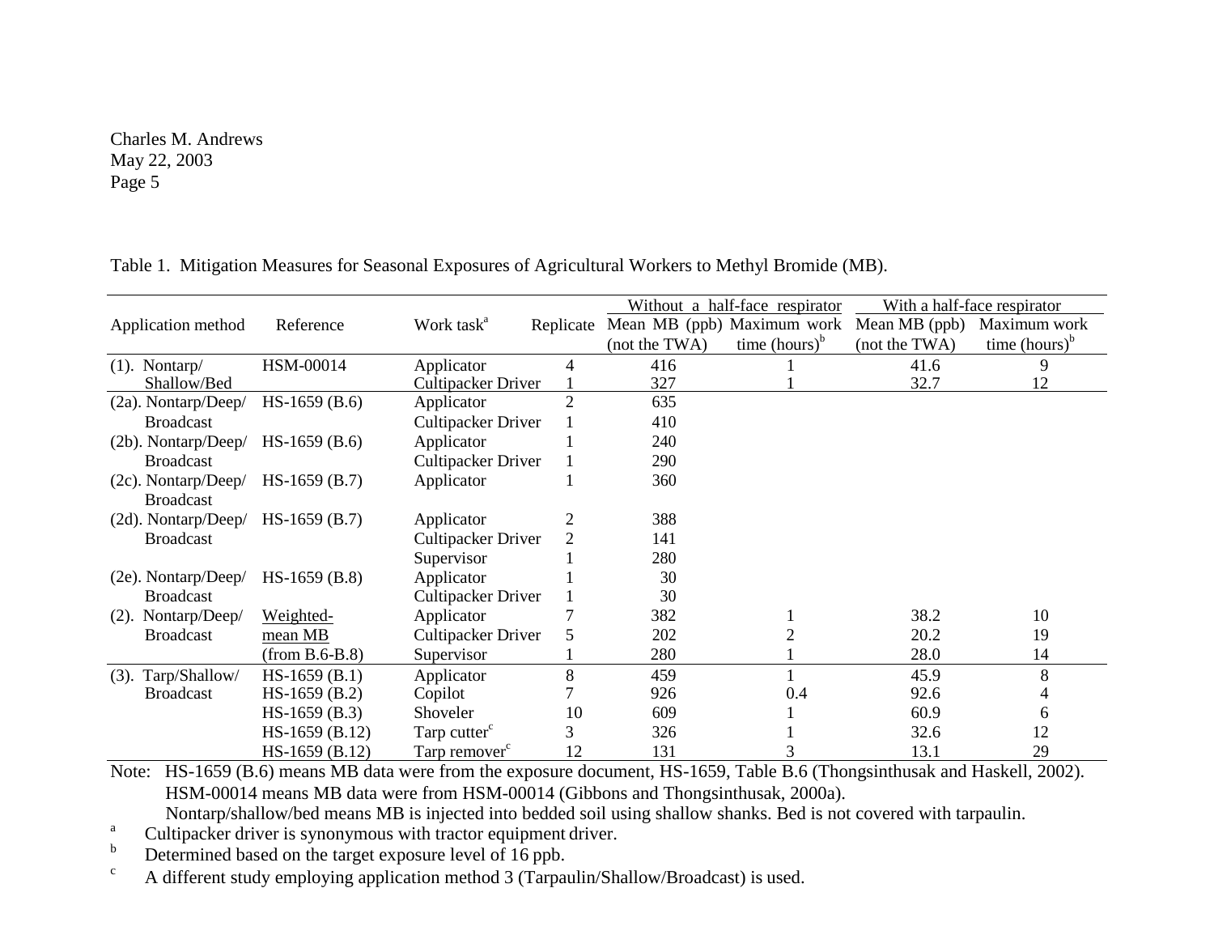Table 1. Mitigation Measures for Seasonal Exposures of Agricultural Workers to Methyl Bromide (MB).

| Application method | Reference | Work task[a] | Replicate | Without a half-face respirator | | With a half-face respirator | |
|---|---|---|---|---|---|---|---|
| | | | | Mean MB (ppb) (not the TWA) | Maximum work time (hours)[b] | Mean MB (ppb) (not the TWA) | Maximum work time (hours)[b] |
| (1). Nontarp/ Shallow/Bed | HSM-00014 | Applicator | 4 | 416 | 1 | 41.6 | 9 |
| | | Cultipacker Driver | 1 | 327 | 1 | 32.7 | 12 |
| (2a). Nontarp/Deep/ Broadcast | HS-1659 (B.6) | Applicator | 2 | 635 | | | |
| | | Cultipacker Driver | 1 | 410 | | | |
| (2b). Nontarp/Deep/ Broadcast | HS-1659 (B.6) | Applicator | 1 | 240 | | | |
| | | Cultipacker Driver | 1 | 290 | | | |
| (2c). Nontarp/Deep/ Broadcast | HS-1659 (B.7) | Applicator | 1 | 360 | | | |
| (2d). Nontarp/Deep/ Broadcast | HS-1659 (B.7) | Applicator | 2 | 388 | | | |
| | | Cultipacker Driver | 2 | 141 | | | |
| | | Supervisor | 1 | 280 | | | |
| (2e). Nontarp/Deep/ Broadcast | HS-1659 (B.8) | Applicator | 1 | 30 | | | |
| | | Cultipacker Driver | 1 | 30 | | | |
| (2). Nontarp/Deep/ Broadcast | Weighted-mean MB (from B.6-B.8) | Applicator | 7 | 382 | 1 | 38.2 | 10 |
| | | Cultipacker Driver | 5 | 202 | 2 | 20.2 | 19 |
| | | Supervisor | 1 | 280 | 1 | 28.0 | 14 |
| (3). Tarp/Shallow/ Broadcast | HS-1659 (B.1) | Applicator | 8 | 459 | 1 | 45.9 | 8 |
| | HS-1659 (B.2) | Copilot | 7 | 926 | 0.4 | 92.6 | 4 |
| | HS-1659 (B.3) | Shoveler | 10 | 609 | 1 | 60.9 | 6 |
| | HS-1659 (B.12) | Tarp cutter[c] | 3 | 326 | 1 | 32.6 | 12 |
| | HS-1659 (B.12) | Tarp remover[c] | 12 | 131 | 3 | 13.1 | 29 |

Note: HS-1659 (B.6) means MB data were from the exposure document, HS-1659, Table B.6 (Thongsinthusak and Haskell, 2002).
HSM-00014 means MB data were from HSM-00014 (Gibbons and Thongsinthusak, 2000a).
Nontarp/shallow/bed means MB is injected into bedded soil using shallow shanks. Bed is not covered with tarpaulin.

[a] Cultipacker driver is synonymous with tractor equipment driver.

[b] Determined based on the target exposure level of 16 ppb.

[c] A different study employing application method 3 (Tarpaulin/Shallow/Broadcast) is used.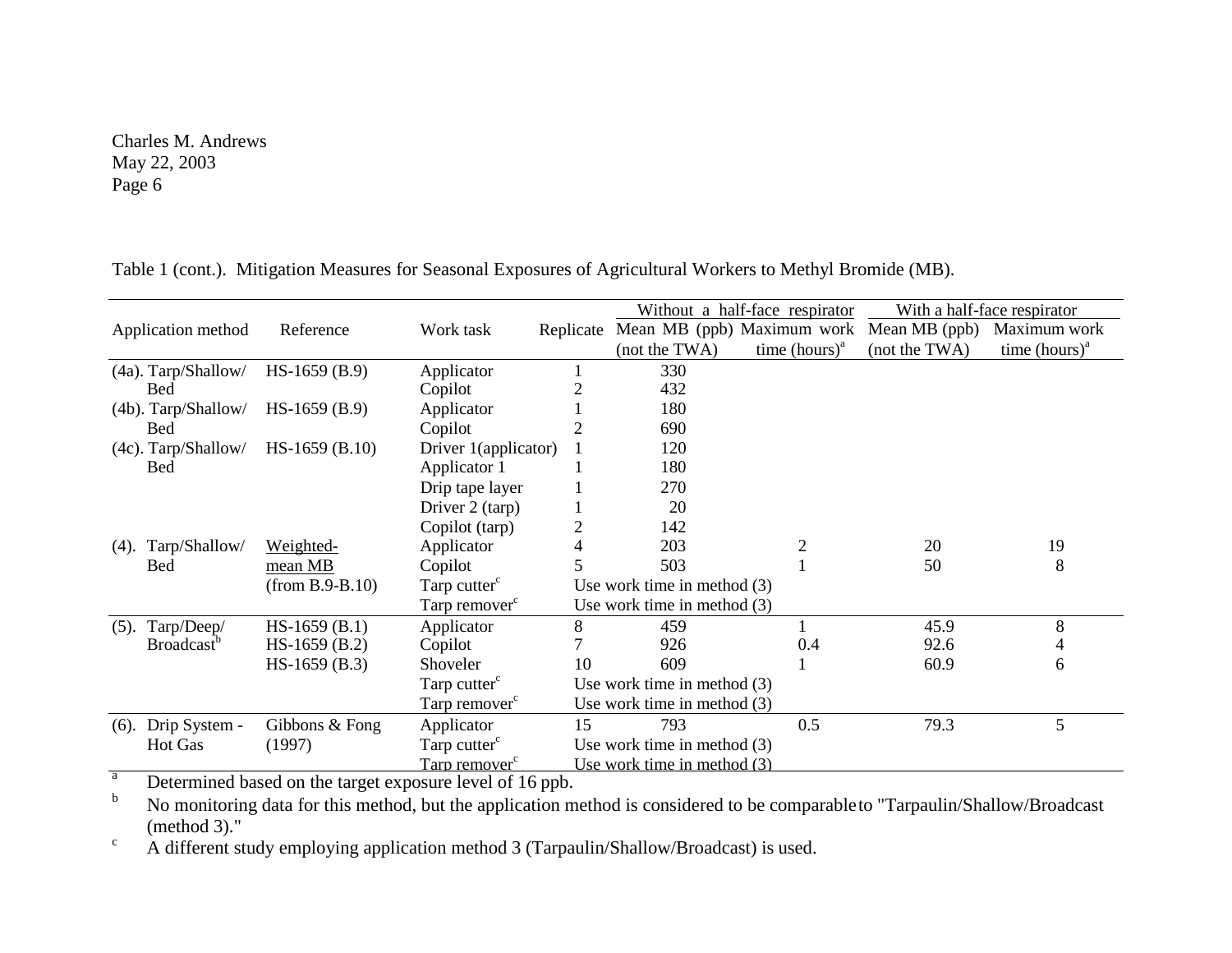Table 1 (cont.). Mitigation Measures for Seasonal Exposures of Agricultural Workers to Methyl Bromide (MB).

| Application method | Reference | Work task | Replicate | Without a half-face respirator | | With a half-face respirator | |
|---|---|---|---|---|---|---|---|
| | | | | Mean MB (ppb) (not the TWA) | Maximum work time (hours)[a] | Mean MB (ppb) (not the TWA) | Maximum work time (hours)[a] |
| (4a). Tarp/Shallow/ Bed | HS-1659 (B.9) | Applicator | 1 | 330 | | | |
| | | Copilot | 2 | 432 | | | |
| (4b). Tarp/Shallow/ Bed | HS-1659 (B.9) | Applicator | 1 | 180 | | | |
| | | Copilot | 2 | 690 | | | |
| (4c). Tarp/Shallow/ Bed | HS-1659 (B.10) | Driver 1(applicator) | 1 | 120 | | | |
| | | Applicator 1 | 1 | 180 | | | |
| | | Drip tape layer | 1 | 270 | | | |
| | | Driver 2 (tarp) | 1 | 20 | | | |
| | | Copilot (tarp) | 2 | 142 | | | |
| (4). Tarp/Shallow/ Bed | Weighted-mean MB (from B.9-B.10) | Applicator | 4 | 203 | 2 | 20 | 19 |
| | | Copilot | 5 | 503 | 1 | 50 | 8 |
| | | Tarp cutter[c] | Use work time in method (3) | | | | |
| | | Tarp remover[c] | Use work time in method (3) | | | | |
| (5). Tarp/Deep/ Broadcast[b] | HS-1659 (B.1) | Applicator | 8 | 459 | 1 | 45.9 | 8 |
| | HS-1659 (B.2) | Copilot | 7 | 926 | 0.4 | 92.6 | 4 |
| | HS-1659 (B.3) | Shoveler | 10 | 609 | 1 | 60.9 | 6 |
| | | Tarp cutter[c] | Use work time in method (3) | | | | |
| | | Tarp remover[c] | Use work time in method (3) | | | | |
| (6). Drip System - Hot Gas | Gibbons & Fong (1997) | Applicator | 15 | 793 | 0.5 | 79.3 | 5 |
| | | Tarp cutter[c] | Use work time in method (3) | | | | |
| | | Tarp remover[c] | Use work time in method (3) | | | | |

[a] Determined based on the target exposure level of 16 ppb.

[b] No monitoring data for this method, but the application method is considered to be comparable to "Tarpaulin/Shallow/Broadcast (method 3)."

[c] A different study employing application method 3 (Tarpaulin/Shallow/Broadcast) is used.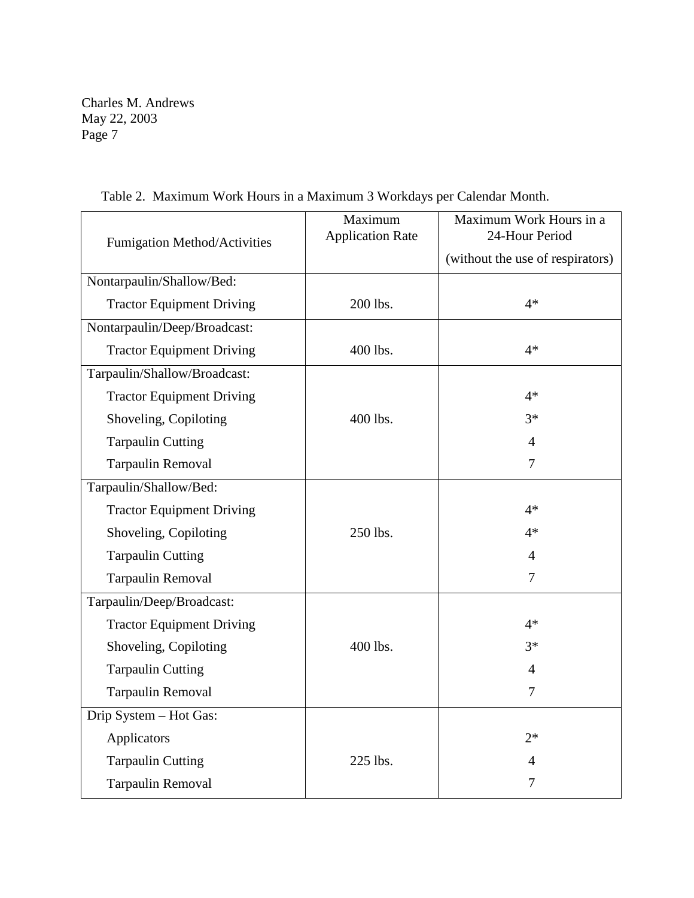Table 2. Maximum Work Hours in a Maximum 3 Workdays per Calendar Month.

| Fumigation Method/Activities | Maximum Application Rate | Maximum Work Hours in a 24-Hour Period (without the use of respirators) |
|---|---|---|
| Nontarpaulin/Shallow/Bed: | | |
| Tractor Equipment Driving | 200 lbs. | 4* |
| Nontarpaulin/Deep/Broadcast: | | |
| Tractor Equipment Driving | 400 lbs. | 4* |
| Tarpaulin/Shallow/Broadcast: | | |
| Tractor Equipment Driving | 400 lbs. | 4* |
| Shoveling, Copiloting | | 3* |
| Tarpaulin Cutting | | 4 |
| Tarpaulin Removal | | 7 |
| Tarpaulin/Shallow/Bed: | | |
| Tractor Equipment Driving | 250 lbs. | 4* |
| Shoveling, Copiloting | | 4* |
| Tarpaulin Cutting | | 4 |
| Tarpaulin Removal | | 7 |
| Tarpaulin/Deep/Broadcast: | | |
| Tractor Equipment Driving | 400 lbs. | 4* |
| Shoveling, Copiloting | | 3* |
| Tarpaulin Cutting | | 4 |
| Tarpaulin Removal | | 7 |
| Drip System – Hot Gas: | | |
| Applicators | 225 lbs. | 2* |
| Tarpaulin Cutting | | 4 |
| Tarpaulin Removal | | 7 |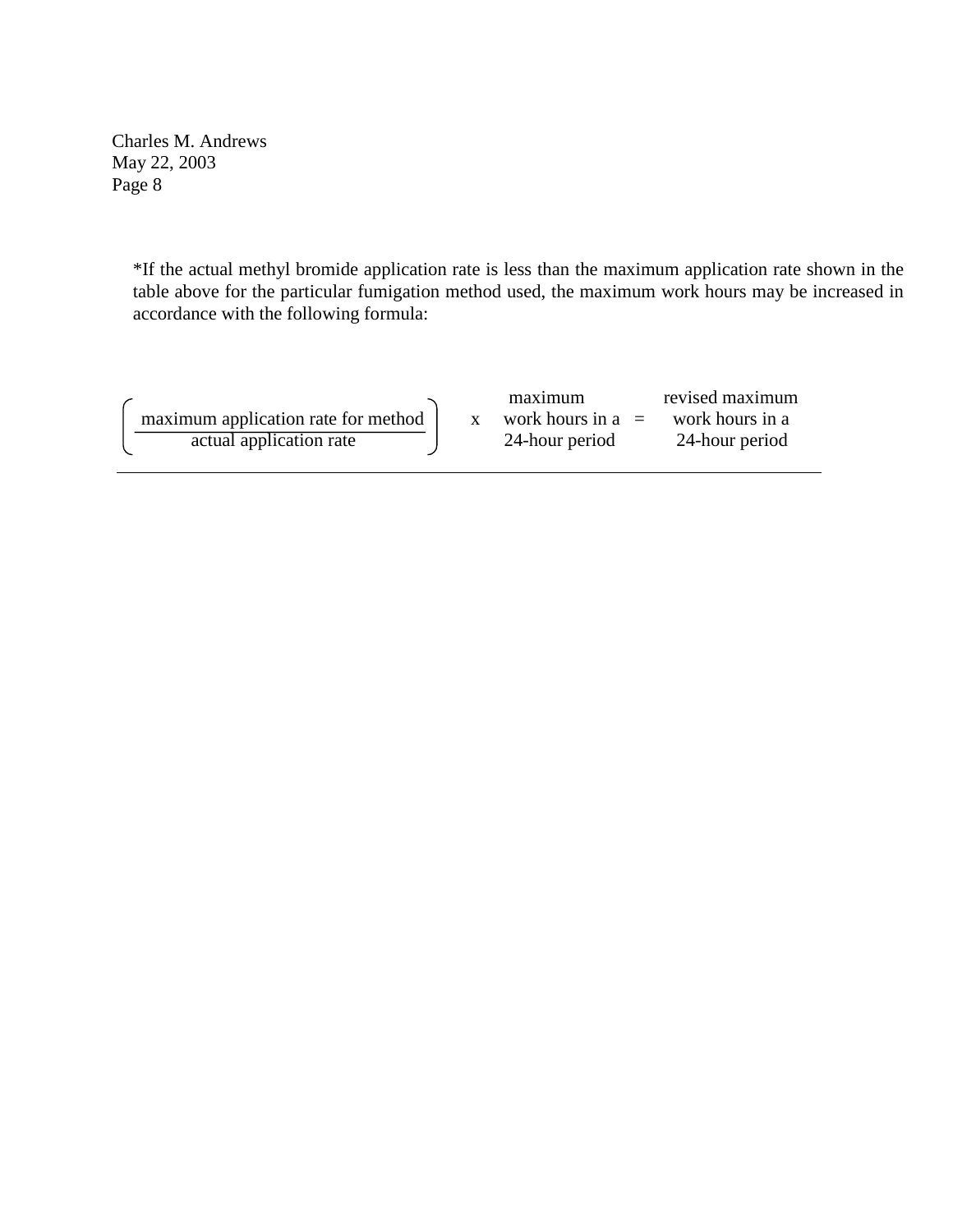*If the actual methyl bromide application rate is less than the maximum application rate shown in the table above for the particular fumigation method used, the maximum work hours may be increased in accordance with the following formula:

$$\left( \frac{\text{maximum application rate for method}}{\text{actual application rate}} \right) \times \begin{array}{c}\text{maximum} \\ \text{work hours in a} \\ \text{24-hour period}\end{array} = \begin{array}{c}\text{revised maximum} \\ \text{work hours in a} \\ \text{24-hour period}\end{array}$$

---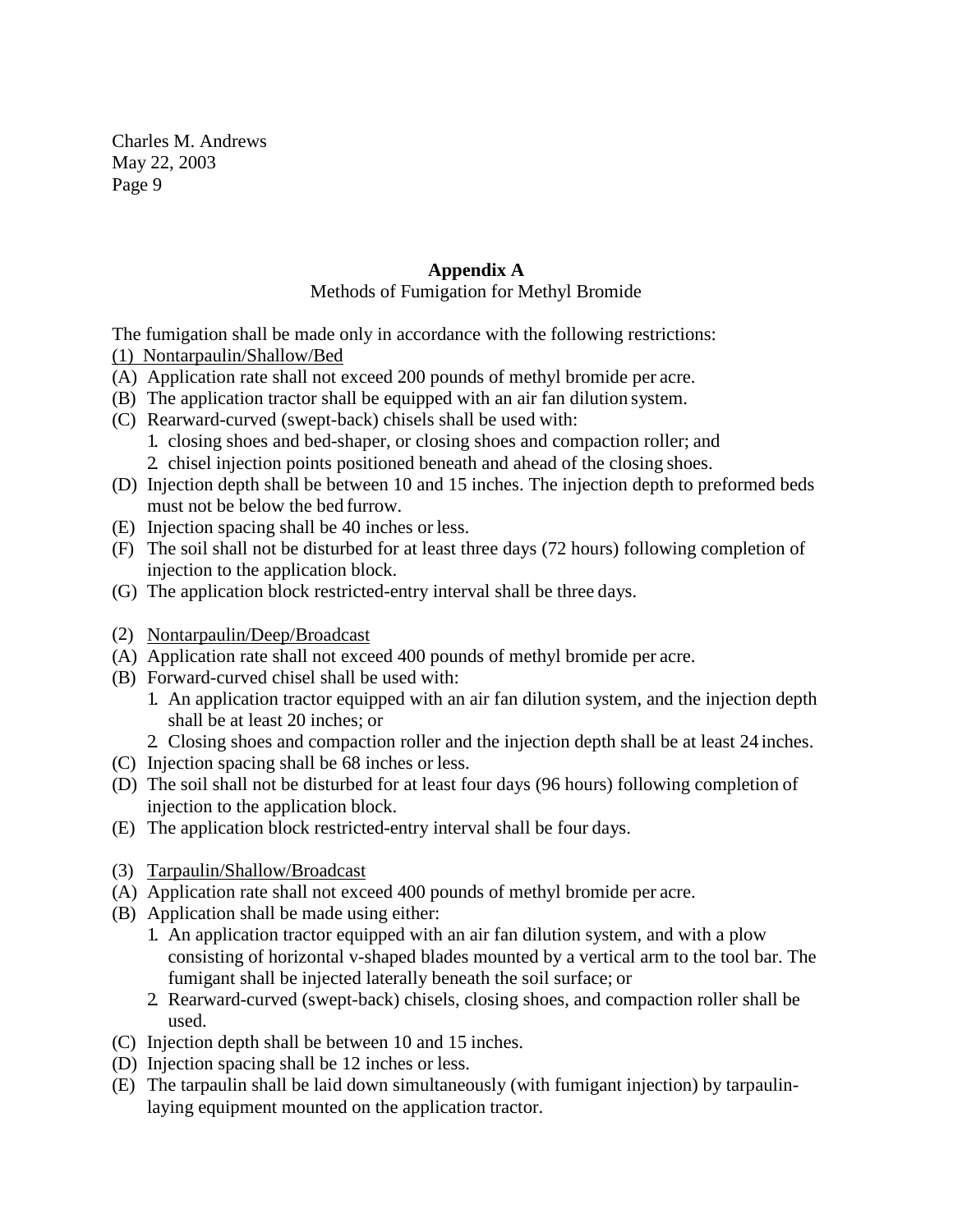## Appendix A

Methods of Fumigation for Methyl Bromide

The fumigation shall be made only in accordance with the following restrictions:

(1) Nontarpaulin/Shallow/Bed

(A) Application rate shall not exceed 200 pounds of methyl bromide per acre.

(B) The application tractor shall be equipped with an air fan dilution system.

(C) Rearward-curved (swept-back) chisels shall be used with:

1. closing shoes and bed-shaper, or closing shoes and compaction roller; and
2. chisel injection points positioned beneath and ahead of the closing shoes.

(D) Injection depth shall be between 10 and 15 inches. The injection depth to preformed beds must not be below the bed furrow.

(E) Injection spacing shall be 40 inches or less.

(F) The soil shall not be disturbed for at least three days (72 hours) following completion of injection to the application block.

(G) The application block restricted-entry interval shall be three days.

(2) Nontarpaulin/Deep/Broadcast

(A) Application rate shall not exceed 400 pounds of methyl bromide per acre.

(B) Forward-curved chisel shall be used with:

1. An application tractor equipped with an air fan dilution system, and the injection depth shall be at least 20 inches; or
2. Closing shoes and compaction roller and the injection depth shall be at least 24 inches.

(C) Injection spacing shall be 68 inches or less.

(D) The soil shall not be disturbed for at least four days (96 hours) following completion of injection to the application block.

(E) The application block restricted-entry interval shall be four days.

(3) Tarpaulin/Shallow/Broadcast

(A) Application rate shall not exceed 400 pounds of methyl bromide per acre.

(B) Application shall be made using either:

1. An application tractor equipped with an air fan dilution system, and with a plow consisting of horizontal v-shaped blades mounted by a vertical arm to the tool bar. The fumigant shall be injected laterally beneath the soil surface; or
2. Rearward-curved (swept-back) chisels, closing shoes, and compaction roller shall be used.

(C) Injection depth shall be between 10 and 15 inches.

(D) Injection spacing shall be 12 inches or less.

(E) The tarpaulin shall be laid down simultaneously (with fumigant injection) by tarpaulin-laying equipment mounted on the application tractor.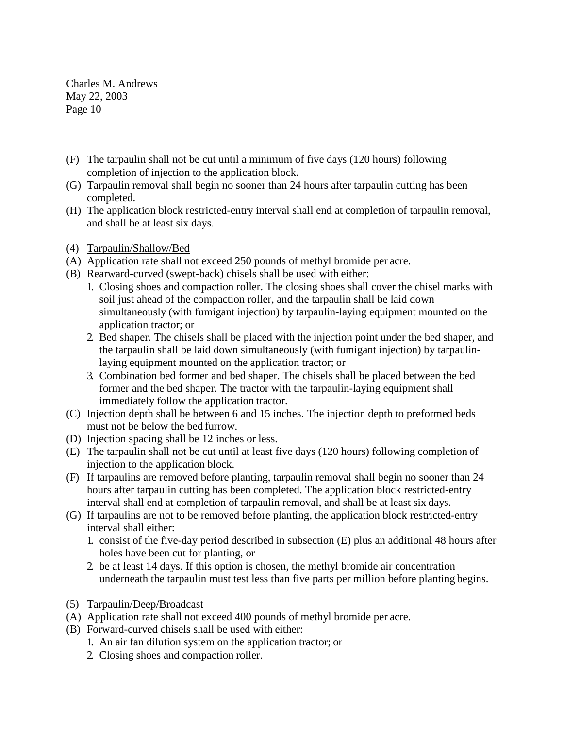(F) The tarpaulin shall not be cut until a minimum of five days (120 hours) following completion of injection to the application block.
(G) Tarpaulin removal shall begin no sooner than 24 hours after tarpaulin cutting has been completed.
(H) The application block restricted-entry interval shall end at completion of tarpaulin removal, and shall be at least six days.

(4) Tarpaulin/Shallow/Bed
(A) Application rate shall not exceed 250 pounds of methyl bromide per acre.
(B) Rearward-curved (swept-back) chisels shall be used with either:
   1. Closing shoes and compaction roller. The closing shoes shall cover the chisel marks with soil just ahead of the compaction roller, and the tarpaulin shall be laid down simultaneously (with fumigant injection) by tarpaulin-laying equipment mounted on the application tractor; or
   2. Bed shaper. The chisels shall be placed with the injection point under the bed shaper, and the tarpaulin shall be laid down simultaneously (with fumigant injection) by tarpaulin-laying equipment mounted on the application tractor; or
   3. Combination bed former and bed shaper. The chisels shall be placed between the bed former and the bed shaper. The tractor with the tarpaulin-laying equipment shall immediately follow the application tractor.
(C) Injection depth shall be between 6 and 15 inches. The injection depth to preformed beds must not be below the bed furrow.
(D) Injection spacing shall be 12 inches or less.
(E) The tarpaulin shall not be cut until at least five days (120 hours) following completion of injection to the application block.
(F) If tarpaulins are removed before planting, tarpaulin removal shall begin no sooner than 24 hours after tarpaulin cutting has been completed. The application block restricted-entry interval shall end at completion of tarpaulin removal, and shall be at least six days.
(G) If tarpaulins are not to be removed before planting, the application block restricted-entry interval shall either:
   1. consist of the five-day period described in subsection (E) plus an additional 48 hours after holes have been cut for planting, or
   2. be at least 14 days. If this option is chosen, the methyl bromide air concentration underneath the tarpaulin must test less than five parts per million before planting begins.

(5) Tarpaulin/Deep/Broadcast
(A) Application rate shall not exceed 400 pounds of methyl bromide per acre.
(B) Forward-curved chisels shall be used with either:
   1. An air fan dilution system on the application tractor; or
   2. Closing shoes and compaction roller.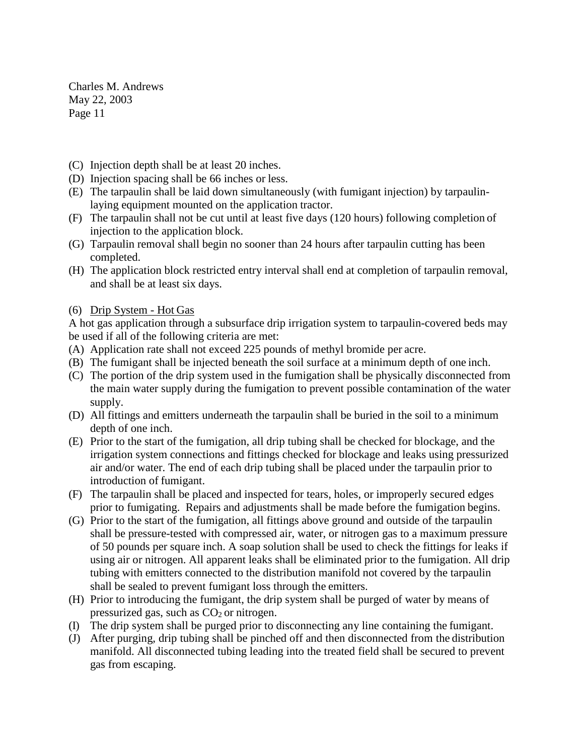(C) Injection depth shall be at least 20 inches.
(D) Injection spacing shall be 66 inches or less.
(E) The tarpaulin shall be laid down simultaneously (with fumigant injection) by tarpaulin-laying equipment mounted on the application tractor.
(F) The tarpaulin shall not be cut until at least five days (120 hours) following completion of injection to the application block.
(G) Tarpaulin removal shall begin no sooner than 24 hours after tarpaulin cutting has been completed.
(H) The application block restricted entry interval shall end at completion of tarpaulin removal, and shall be at least six days.

(6) <u>Drip System - Hot Gas</u>
A hot gas application through a subsurface drip irrigation system to tarpaulin-covered beds may be used if all of the following criteria are met:
(A) Application rate shall not exceed 225 pounds of methyl bromide per acre.
(B) The fumigant shall be injected beneath the soil surface at a minimum depth of one inch.
(C) The portion of the drip system used in the fumigation shall be physically disconnected from the main water supply during the fumigation to prevent possible contamination of the water supply.
(D) All fittings and emitters underneath the tarpaulin shall be buried in the soil to a minimum depth of one inch.
(E) Prior to the start of the fumigation, all drip tubing shall be checked for blockage, and the irrigation system connections and fittings checked for blockage and leaks using pressurized air and/or water. The end of each drip tubing shall be placed under the tarpaulin prior to introduction of fumigant.
(F) The tarpaulin shall be placed and inspected for tears, holes, or improperly secured edges prior to fumigating. Repairs and adjustments shall be made before the fumigation begins.
(G) Prior to the start of the fumigation, all fittings above ground and outside of the tarpaulin shall be pressure-tested with compressed air, water, or nitrogen gas to a maximum pressure of 50 pounds per square inch. A soap solution shall be used to check the fittings for leaks if using air or nitrogen. All apparent leaks shall be eliminated prior to the fumigation. All drip tubing with emitters connected to the distribution manifold not covered by the tarpaulin shall be sealed to prevent fumigant loss through the emitters.
(H) Prior to introducing the fumigant, the drip system shall be purged of water by means of pressurized gas, such as $CO_2$ or nitrogen.
(I) The drip system shall be purged prior to disconnecting any line containing the fumigant.
(J) After purging, drip tubing shall be pinched off and then disconnected from the distribution manifold. All disconnected tubing leading into the treated field shall be secured to prevent gas from escaping.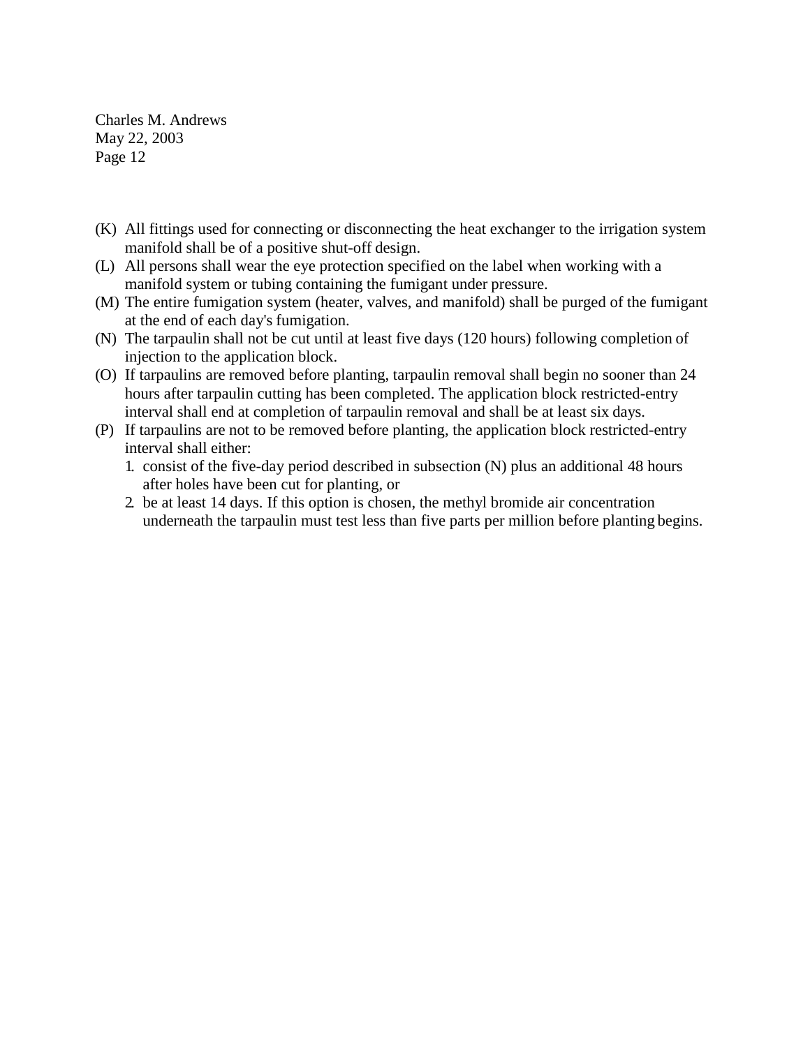(K) All fittings used for connecting or disconnecting the heat exchanger to the irrigation system manifold shall be of a positive shut-off design.

(L) All persons shall wear the eye protection specified on the label when working with a manifold system or tubing containing the fumigant under pressure.

(M) The entire fumigation system (heater, valves, and manifold) shall be purged of the fumigant at the end of each day's fumigation.

(N) The tarpaulin shall not be cut until at least five days (120 hours) following completion of injection to the application block.

(O) If tarpaulins are removed before planting, tarpaulin removal shall begin no sooner than 24 hours after tarpaulin cutting has been completed. The application block restricted-entry interval shall end at completion of tarpaulin removal and shall be at least six days.

(P) If tarpaulins are not to be removed before planting, the application block restricted-entry interval shall either:

1. consist of the five-day period described in subsection (N) plus an additional 48 hours after holes have been cut for planting, or
2. be at least 14 days. If this option is chosen, the methyl bromide air concentration underneath the tarpaulin must test less than five parts per million before planting begins.